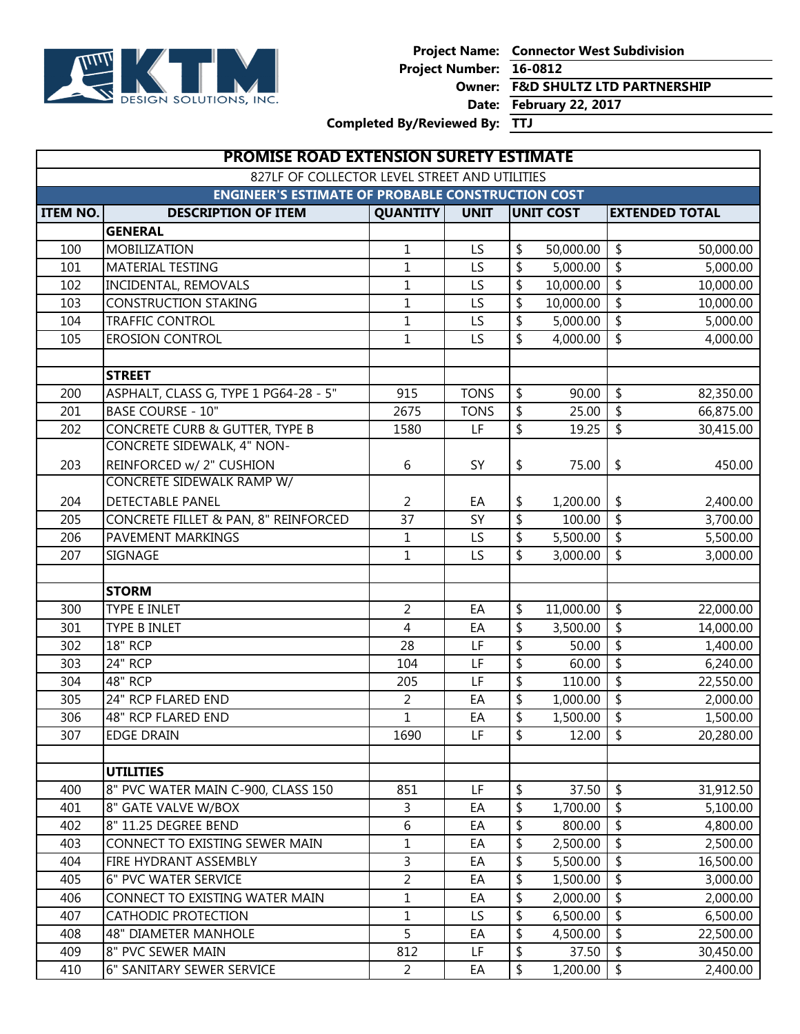KTM DESIGN SOLUTIONS, INC.

**Project Name:** Connector West Subdivision
**Project Number:** 16-0812
**Owner:** F&D SHULTZ LTD PARTNERSHIP
**Date:** February 22, 2017
**Completed By/Reviewed By:** TTJ

# PROMISE ROAD EXTENSION SURETY ESTIMATE

827LF OF COLLECTOR LEVEL STREET AND UTILITIES

## ENGINEER'S ESTIMATE OF PROBABLE CONSTRUCTION COST

| ITEM NO. | DESCRIPTION OF ITEM | QUANTITY | UNIT | UNIT COST | EXTENDED TOTAL |
|---|---|---|---|---|---|
| | **GENERAL** | | | | |
| 100 | MOBILIZATION | 1 | LS | $ 50,000.00 | $ 50,000.00 |
| 101 | MATERIAL TESTING | 1 | LS | $ 5,000.00 | $ 5,000.00 |
| 102 | INCIDENTAL, REMOVALS | 1 | LS | $ 10,000.00 | $ 10,000.00 |
| 103 | CONSTRUCTION STAKING | 1 | LS | $ 10,000.00 | $ 10,000.00 |
| 104 | TRAFFIC CONTROL | 1 | LS | $ 5,000.00 | $ 5,000.00 |
| 105 | EROSION CONTROL | 1 | LS | $ 4,000.00 | $ 4,000.00 |
| | | | | | |
| | **STREET** | | | | |
| 200 | ASPHALT, CLASS G, TYPE 1 PG64-28 - 5" | 915 | TONS | $ 90.00 | $ 82,350.00 |
| 201 | BASE COURSE - 10" | 2675 | TONS | $ 25.00 | $ 66,875.00 |
| 202 | CONCRETE CURB & GUTTER, TYPE B | 1580 | LF | $ 19.25 | $ 30,415.00 |
| 203 | CONCRETE SIDEWALK, 4" NON-REINFORCED w/ 2" CUSHION | 6 | SY | $ 75.00 | $ 450.00 |
| 204 | CONCRETE SIDEWALK RAMP W/ DETECTABLE PANEL | 2 | EA | $ 1,200.00 | $ 2,400.00 |
| 205 | CONCRETE FILLET & PAN, 8" REINFORCED | 37 | SY | $ 100.00 | $ 3,700.00 |
| 206 | PAVEMENT MARKINGS | 1 | LS | $ 5,500.00 | $ 5,500.00 |
| 207 | SIGNAGE | 1 | LS | $ 3,000.00 | $ 3,000.00 |
| | | | | | |
| | **STORM** | | | | |
| 300 | TYPE E INLET | 2 | EA | $ 11,000.00 | $ 22,000.00 |
| 301 | TYPE B INLET | 4 | EA | $ 3,500.00 | $ 14,000.00 |
| 302 | 18" RCP | 28 | LF | $ 50.00 | $ 1,400.00 |
| 303 | 24" RCP | 104 | LF | $ 60.00 | $ 6,240.00 |
| 304 | 48" RCP | 205 | LF | $ 110.00 | $ 22,550.00 |
| 305 | 24" RCP FLARED END | 2 | EA | $ 1,000.00 | $ 2,000.00 |
| 306 | 48" RCP FLARED END | 1 | EA | $ 1,500.00 | $ 1,500.00 |
| 307 | EDGE DRAIN | 1690 | LF | $ 12.00 | $ 20,280.00 |
| | | | | | |
| | **UTILITIES** | | | | |
| 400 | 8" PVC WATER MAIN C-900, CLASS 150 | 851 | LF | $ 37.50 | $ 31,912.50 |
| 401 | 8" GATE VALVE W/BOX | 3 | EA | $ 1,700.00 | $ 5,100.00 |
| 402 | 8" 11.25 DEGREE BEND | 6 | EA | $ 800.00 | $ 4,800.00 |
| 403 | CONNECT TO EXISTING SEWER MAIN | 1 | EA | $ 2,500.00 | $ 2,500.00 |
| 404 | FIRE HYDRANT ASSEMBLY | 3 | EA | $ 5,500.00 | $ 16,500.00 |
| 405 | 6" PVC WATER SERVICE | 2 | EA | $ 1,500.00 | $ 3,000.00 |
| 406 | CONNECT TO EXISTING WATER MAIN | 1 | EA | $ 2,000.00 | $ 2,000.00 |
| 407 | CATHODIC PROTECTION | 1 | LS | $ 6,500.00 | $ 6,500.00 |
| 408 | 48" DIAMETER MANHOLE | 5 | EA | $ 4,500.00 | $ 22,500.00 |
| 409 | 8" PVC SEWER MAIN | 812 | LF | $ 37.50 | $ 30,450.00 |
| 410 | 6" SANITARY SEWER SERVICE | 2 | EA | $ 1,200.00 | $ 2,400.00 |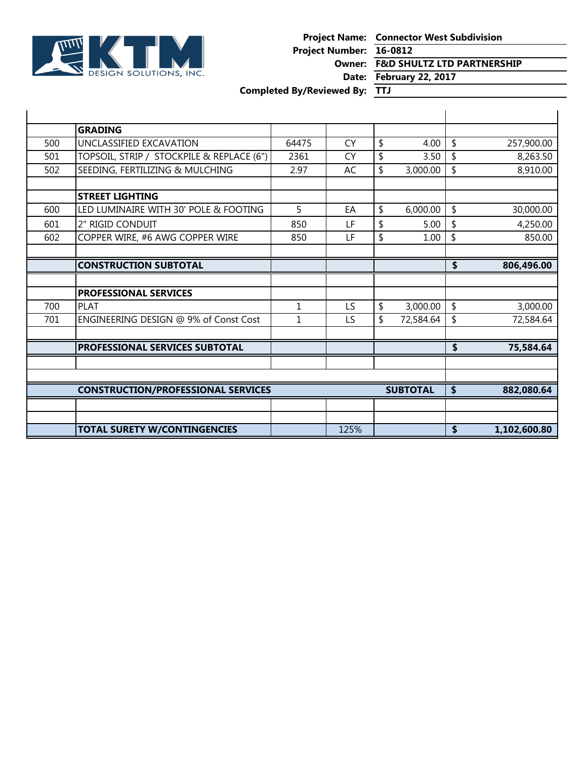**Project Name:** Connector West Subdivision
**Project Number:** 16-0812
**Owner:** F&D SHULTZ LTD PARTNERSHIP
**Date:** February 22, 2017
**Completed By/Reviewed By:** TTJ

| | | | | | |
|---|---|---|---|---|---|
| | **GRADING** | | | | |
| 500 | UNCLASSIFIED EXCAVATION | 64475 | CY | $ 4.00 | $ 257,900.00 |
| 501 | TOPSOIL, STRIP / STOCKPILE & REPLACE (6") | 2361 | CY | $ 3.50 | $ 8,263.50 |
| 502 | SEEDING, FERTILIZING & MULCHING | 2.97 | AC | $ 3,000.00 | $ 8,910.00 |
| | | | | | |
| | **STREET LIGHTING** | | | | |
| 600 | LED LUMINAIRE WITH 30' POLE & FOOTING | 5 | EA | $ 6,000.00 | $ 30,000.00 |
| 601 | 2" RIGID CONDUIT | 850 | LF | $ 5.00 | $ 4,250.00 |
| 602 | COPPER WIRE, #6 AWG COPPER WIRE | 850 | LF | $ 1.00 | $ 850.00 |
| | | | | | |
| | **CONSTRUCTION SUBTOTAL** | | | | **$ 806,496.00** |
| | | | | | |
| | **PROFESSIONAL SERVICES** | | | | |
| 700 | PLAT | 1 | LS | $ 3,000.00 | $ 3,000.00 |
| 701 | ENGINEERING DESIGN @ 9% of Const Cost | 1 | LS | $ 72,584.64 | $ 72,584.64 |
| | | | | | |
| | **PROFESSIONAL SERVICES SUBTOTAL** | | | | **$ 75,584.64** |
| | | | | | |
| | **CONSTRUCTION/PROFESSIONAL SERVICES** | | | **SUBTOTAL** | **$ 882,080.64** |
| | | | | | |
| | **TOTAL SURETY W/CONTINGENCIES** | | 125% | | **$ 1,102,600.80** |